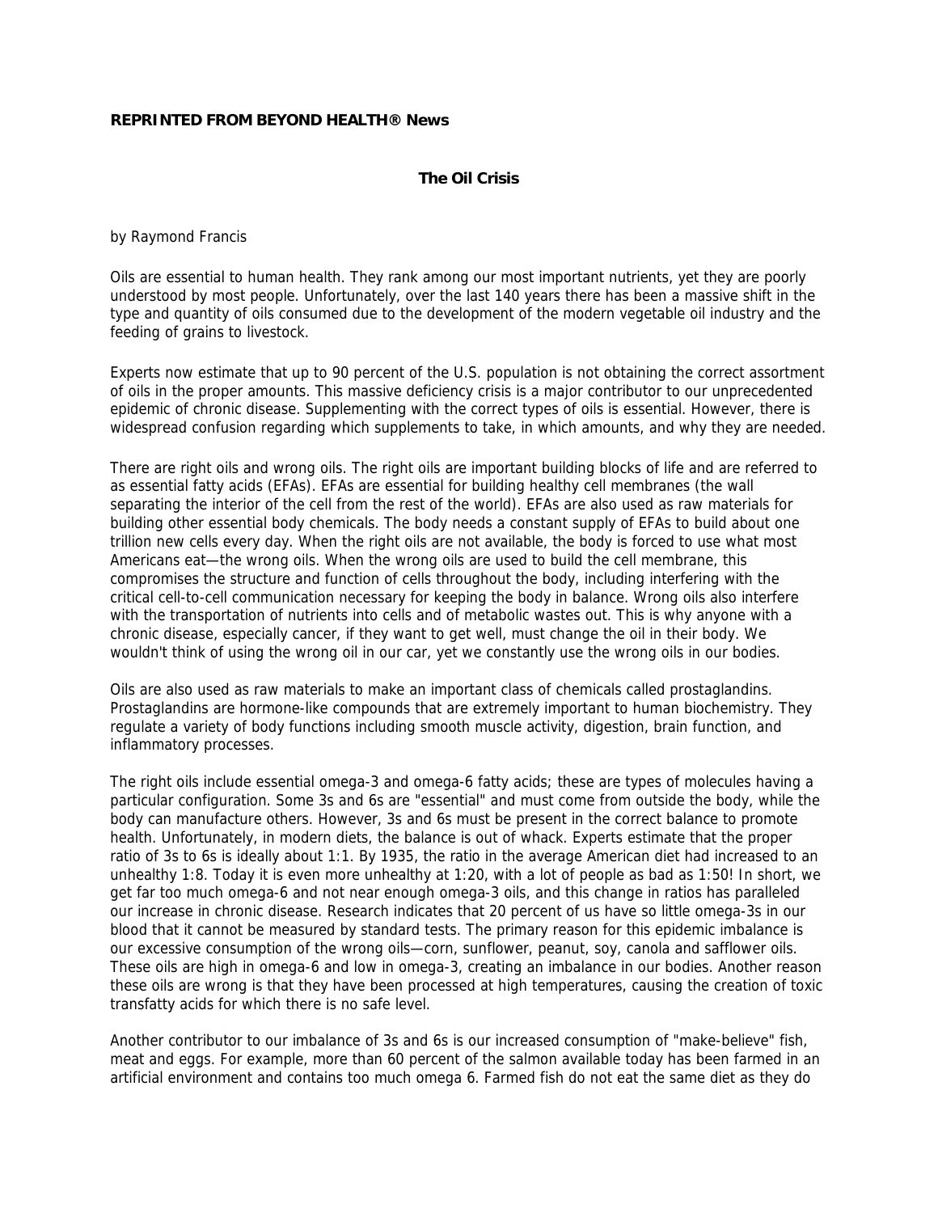**REPRINTED FROM BEYOND HEALTH® News**

# The Oil Crisis

by Raymond Francis

Oils are essential to human health. They rank among our most important nutrients, yet they are poorly understood by most people. Unfortunately, over the last 140 years there has been a massive shift in the type and quantity of oils consumed due to the development of the modern vegetable oil industry and the feeding of grains to livestock.

Experts now estimate that up to 90 percent of the U.S. population is not obtaining the correct assortment of oils in the proper amounts. This massive deficiency crisis is a major contributor to our unprecedented epidemic of chronic disease. Supplementing with the correct types of oils is essential. However, there is widespread confusion regarding which supplements to take, in which amounts, and why they are needed.

There are right oils and wrong oils. The right oils are important building blocks of life and are referred to as essential fatty acids (EFAs). EFAs are essential for building healthy cell membranes (the wall separating the interior of the cell from the rest of the world). EFAs are also used as raw materials for building other essential body chemicals. The body needs a constant supply of EFAs to build about one trillion new cells every day. When the right oils are not available, the body is forced to use what most Americans eat—the wrong oils. When the wrong oils are used to build the cell membrane, this compromises the structure and function of cells throughout the body, including interfering with the critical cell-to-cell communication necessary for keeping the body in balance. Wrong oils also interfere with the transportation of nutrients into cells and of metabolic wastes out. This is why anyone with a chronic disease, especially cancer, if they want to get well, must change the oil in their body. We wouldn't think of using the wrong oil in our car, yet we constantly use the wrong oils in our bodies.

Oils are also used as raw materials to make an important class of chemicals called prostaglandins. Prostaglandins are hormone-like compounds that are extremely important to human biochemistry. They regulate a variety of body functions including smooth muscle activity, digestion, brain function, and inflammatory processes.

The right oils include essential omega-3 and omega-6 fatty acids; these are types of molecules having a particular configuration. Some 3s and 6s are "essential" and must come from outside the body, while the body can manufacture others. However, 3s and 6s must be present in the correct balance to promote health. Unfortunately, in modern diets, the balance is out of whack. Experts estimate that the proper ratio of 3s to 6s is ideally about 1:1. By 1935, the ratio in the average American diet had increased to an unhealthy 1:8. Today it is even more unhealthy at 1:20, with a lot of people as bad as 1:50! In short, we get far too much omega-6 and not near enough omega-3 oils, and this change in ratios has paralleled our increase in chronic disease. Research indicates that 20 percent of us have so little omega-3s in our blood that it cannot be measured by standard tests. The primary reason for this epidemic imbalance is our excessive consumption of the wrong oils—corn, sunflower, peanut, soy, canola and safflower oils. These oils are high in omega-6 and low in omega-3, creating an imbalance in our bodies. Another reason these oils are wrong is that they have been processed at high temperatures, causing the creation of toxic transfatty acids for which there is no safe level.

Another contributor to our imbalance of 3s and 6s is our increased consumption of "make-believe" fish, meat and eggs. For example, more than 60 percent of the salmon available today has been farmed in an artificial environment and contains too much omega 6. Farmed fish do not eat the same diet as they do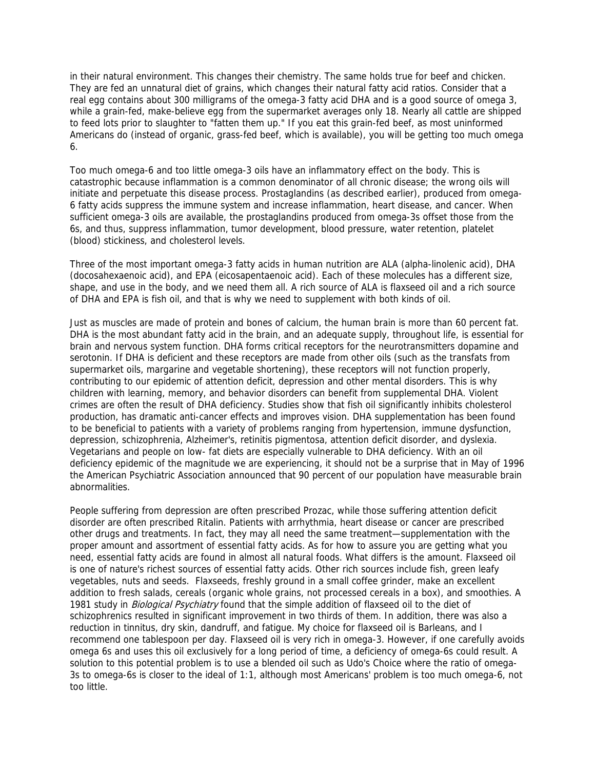in their natural environment. This changes their chemistry. The same holds true for beef and chicken. They are fed an unnatural diet of grains, which changes their natural fatty acid ratios. Consider that a real egg contains about 300 milligrams of the omega-3 fatty acid DHA and is a good source of omega 3, while a grain-fed, make-believe egg from the supermarket averages only 18. Nearly all cattle are shipped to feed lots prior to slaughter to "fatten them up." If you eat this grain-fed beef, as most uninformed Americans do (instead of organic, grass-fed beef, which is available), you will be getting too much omega 6.

Too much omega-6 and too little omega-3 oils have an inflammatory effect on the body. This is catastrophic because inflammation is a common denominator of all chronic disease; the wrong oils will initiate and perpetuate this disease process. Prostaglandins (as described earlier), produced from omega-6 fatty acids suppress the immune system and increase inflammation, heart disease, and cancer. When sufficient omega-3 oils are available, the prostaglandins produced from omega-3s offset those from the 6s, and thus, suppress inflammation, tumor development, blood pressure, water retention, platelet (blood) stickiness, and cholesterol levels.

Three of the most important omega-3 fatty acids in human nutrition are ALA (alpha-linolenic acid), DHA (docosahexaenoic acid), and EPA (eicosapentaenoic acid). Each of these molecules has a different size, shape, and use in the body, and we need them all. A rich source of ALA is flaxseed oil and a rich source of DHA and EPA is fish oil, and that is why we need to supplement with both kinds of oil.

Just as muscles are made of protein and bones of calcium, the human brain is more than 60 percent fat. DHA is the most abundant fatty acid in the brain, and an adequate supply, throughout life, is essential for brain and nervous system function. DHA forms critical receptors for the neurotransmitters dopamine and serotonin. If DHA is deficient and these receptors are made from other oils (such as the transfats from supermarket oils, margarine and vegetable shortening), these receptors will not function properly, contributing to our epidemic of attention deficit, depression and other mental disorders. This is why children with learning, memory, and behavior disorders can benefit from supplemental DHA. Violent crimes are often the result of DHA deficiency. Studies show that fish oil significantly inhibits cholesterol production, has dramatic anti-cancer effects and improves vision. DHA supplementation has been found to be beneficial to patients with a variety of problems ranging from hypertension, immune dysfunction, depression, schizophrenia, Alzheimer's, retinitis pigmentosa, attention deficit disorder, and dyslexia. Vegetarians and people on low- fat diets are especially vulnerable to DHA deficiency. With an oil deficiency epidemic of the magnitude we are experiencing, it should not be a surprise that in May of 1996 the American Psychiatric Association announced that 90 percent of our population have measurable brain abnormalities.

People suffering from depression are often prescribed Prozac, while those suffering attention deficit disorder are often prescribed Ritalin. Patients with arrhythmia, heart disease or cancer are prescribed other drugs and treatments. In fact, they may all need the same treatment—supplementation with the proper amount and assortment of essential fatty acids. As for how to assure you are getting what you need, essential fatty acids are found in almost all natural foods. What differs is the amount. Flaxseed oil is one of nature's richest sources of essential fatty acids. Other rich sources include fish, green leafy vegetables, nuts and seeds. Flaxseeds, freshly ground in a small coffee grinder, make an excellent addition to fresh salads, cereals (organic whole grains, not processed cereals in a box), and smoothies. A 1981 study in *Biological Psychiatry* found that the simple addition of flaxseed oil to the diet of schizophrenics resulted in significant improvement in two thirds of them. In addition, there was also a reduction in tinnitus, dry skin, dandruff, and fatigue. My choice for flaxseed oil is Barleans, and I recommend one tablespoon per day. Flaxseed oil is very rich in omega-3. However, if one carefully avoids omega 6s and uses this oil exclusively for a long period of time, a deficiency of omega-6s could result. A solution to this potential problem is to use a blended oil such as Udo's Choice where the ratio of omega-3s to omega-6s is closer to the ideal of 1:1, although most Americans' problem is too much omega-6, not too little.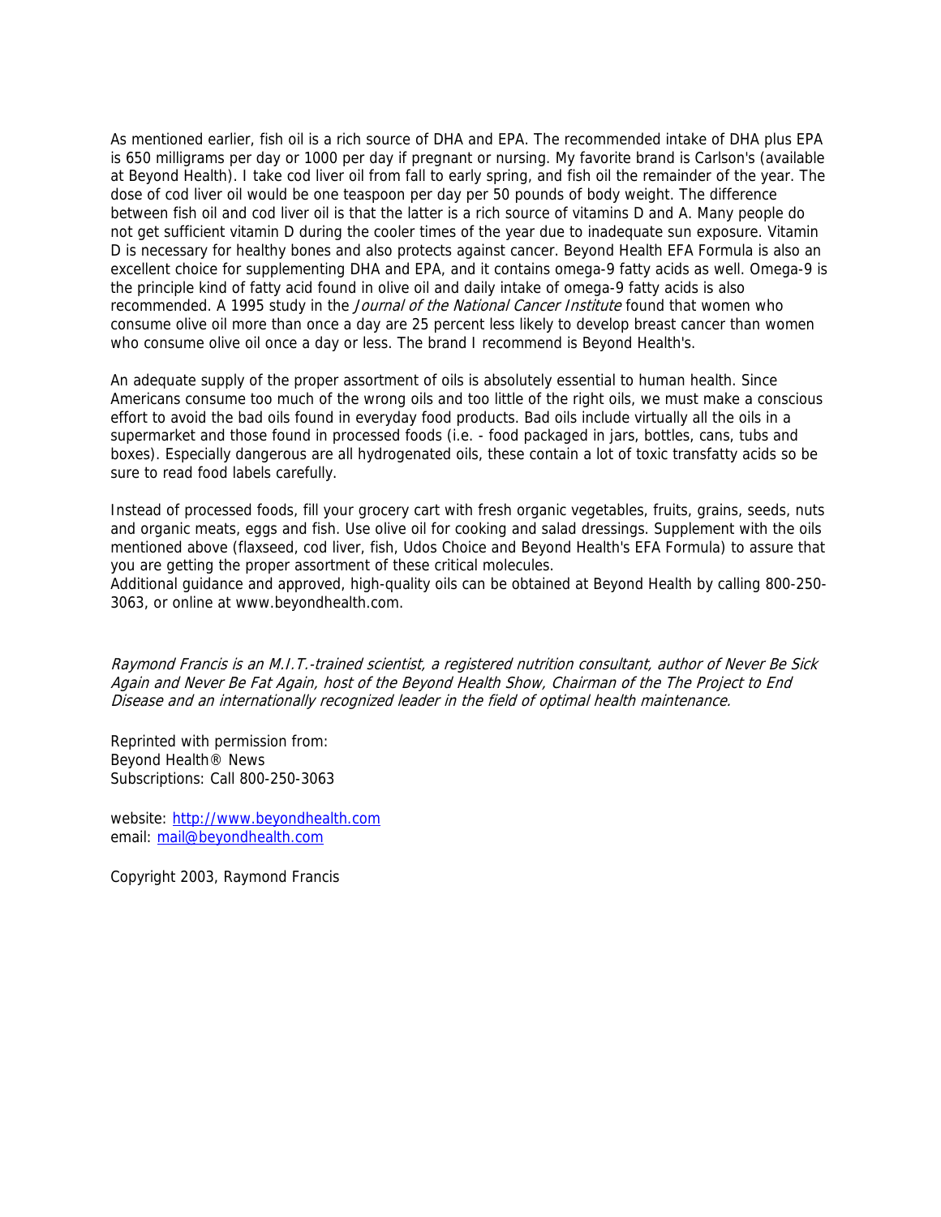As mentioned earlier, fish oil is a rich source of DHA and EPA. The recommended intake of DHA plus EPA is 650 milligrams per day or 1000 per day if pregnant or nursing. My favorite brand is Carlson's (available at Beyond Health). I take cod liver oil from fall to early spring, and fish oil the remainder of the year. The dose of cod liver oil would be one teaspoon per day per 50 pounds of body weight. The difference between fish oil and cod liver oil is that the latter is a rich source of vitamins D and A. Many people do not get sufficient vitamin D during the cooler times of the year due to inadequate sun exposure. Vitamin D is necessary for healthy bones and also protects against cancer. Beyond Health EFA Formula is also an excellent choice for supplementing DHA and EPA, and it contains omega-9 fatty acids as well. Omega-9 is the principle kind of fatty acid found in olive oil and daily intake of omega-9 fatty acids is also recommended. A 1995 study in the *Journal of the National Cancer Institute* found that women who consume olive oil more than once a day are 25 percent less likely to develop breast cancer than women who consume olive oil once a day or less. The brand I recommend is Beyond Health's.

An adequate supply of the proper assortment of oils is absolutely essential to human health. Since Americans consume too much of the wrong oils and too little of the right oils, we must make a conscious effort to avoid the bad oils found in everyday food products. Bad oils include virtually all the oils in a supermarket and those found in processed foods (i.e. - food packaged in jars, bottles, cans, tubs and boxes). Especially dangerous are all hydrogenated oils, these contain a lot of toxic transfatty acids so be sure to read food labels carefully.

Instead of processed foods, fill your grocery cart with fresh organic vegetables, fruits, grains, seeds, nuts and organic meats, eggs and fish. Use olive oil for cooking and salad dressings. Supplement with the oils mentioned above (flaxseed, cod liver, fish, Udos Choice and Beyond Health's EFA Formula) to assure that you are getting the proper assortment of these critical molecules.
Additional guidance and approved, high-quality oils can be obtained at Beyond Health by calling 800-250-3063, or online at www.beyondhealth.com.

*Raymond Francis is an M.I.T.-trained scientist, a registered nutrition consultant, author of Never Be Sick Again and Never Be Fat Again, host of the Beyond Health Show, Chairman of the The Project to End Disease and an internationally recognized leader in the field of optimal health maintenance.*

Reprinted with permission from:
Beyond Health® News
Subscriptions: Call 800-250-3063

website: http://www.beyondhealth.com
email: mail@beyondhealth.com

Copyright 2003, Raymond Francis